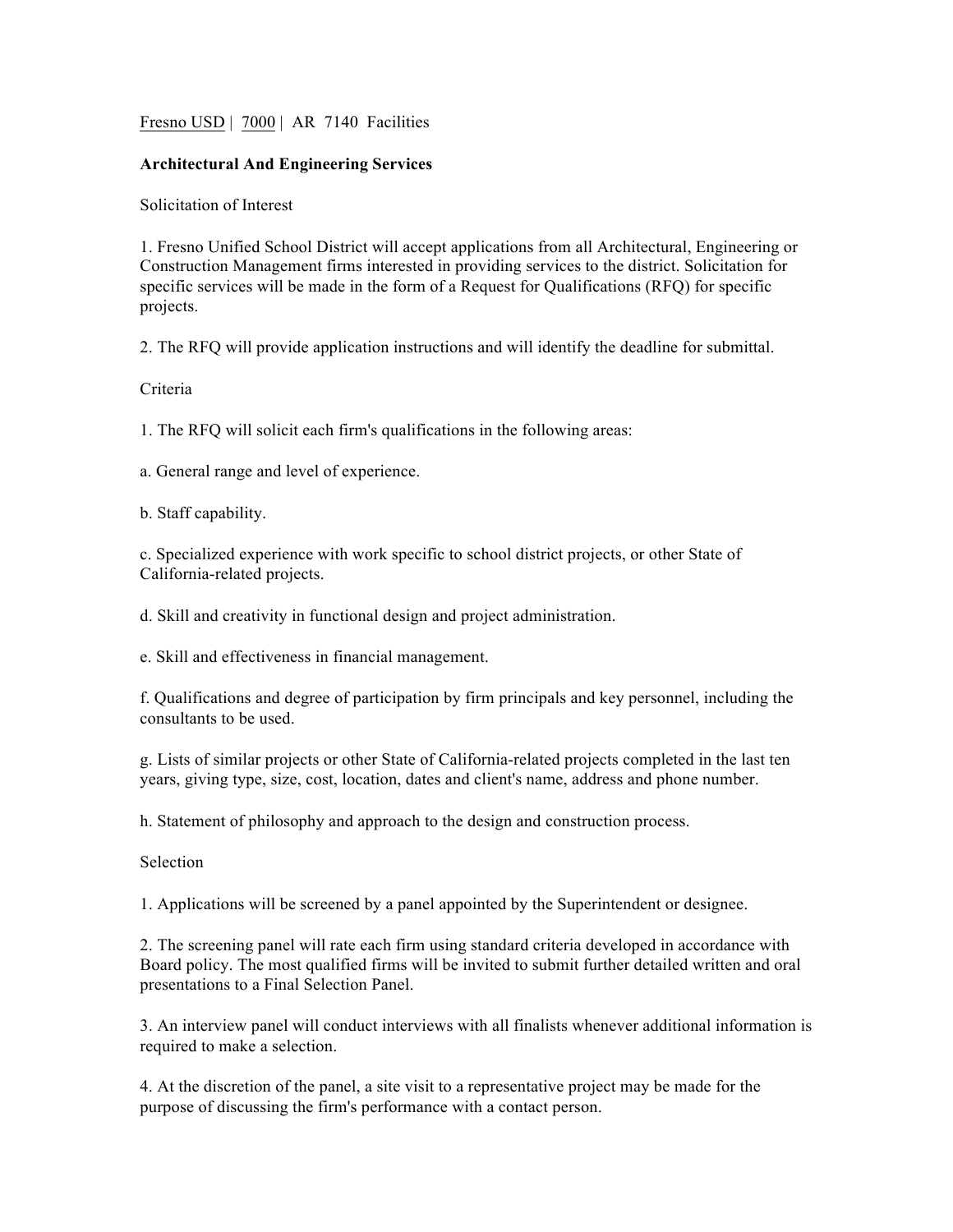Fresno USD | 7000 | AR 7140 Facilities

**Architectural And Engineering Services**

Solicitation of Interest

1. Fresno Unified School District will accept applications from all Architectural, Engineering or Construction Management firms interested in providing services to the district. Solicitation for specific services will be made in the form of a Request for Qualifications (RFQ) for specific projects.

2. The RFQ will provide application instructions and will identify the deadline for submittal.

Criteria

1. The RFQ will solicit each firm's qualifications in the following areas:

a. General range and level of experience.

b. Staff capability.

c. Specialized experience with work specific to school district projects, or other State of California-related projects.

d. Skill and creativity in functional design and project administration.

e. Skill and effectiveness in financial management.

f. Qualifications and degree of participation by firm principals and key personnel, including the consultants to be used.

g. Lists of similar projects or other State of California-related projects completed in the last ten years, giving type, size, cost, location, dates and client's name, address and phone number.

h. Statement of philosophy and approach to the design and construction process.

Selection

1. Applications will be screened by a panel appointed by the Superintendent or designee.

2. The screening panel will rate each firm using standard criteria developed in accordance with Board policy. The most qualified firms will be invited to submit further detailed written and oral presentations to a Final Selection Panel.

3. An interview panel will conduct interviews with all finalists whenever additional information is required to make a selection.

4. At the discretion of the panel, a site visit to a representative project may be made for the purpose of discussing the firm's performance with a contact person.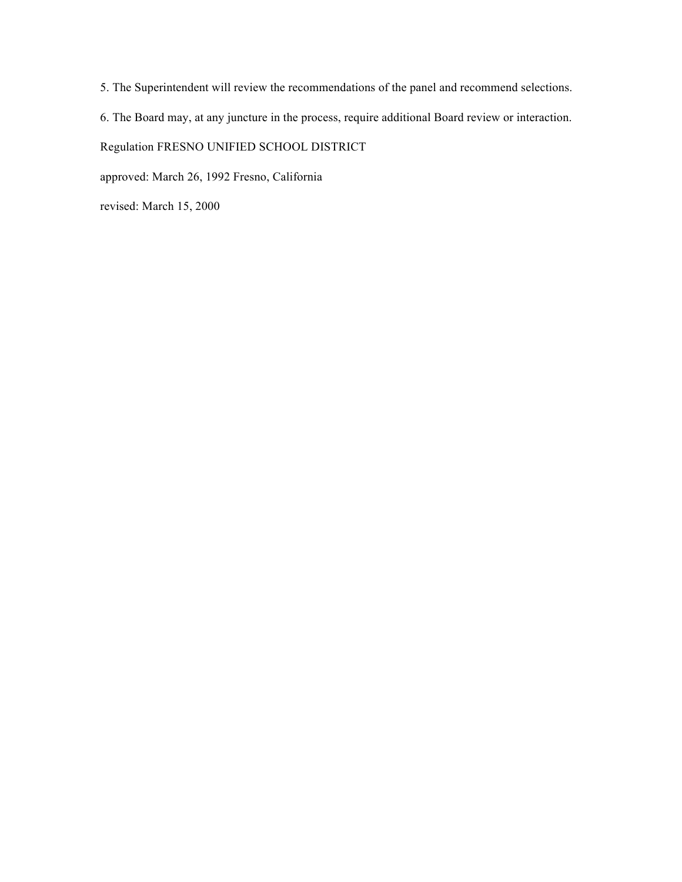5. The Superintendent will review the recommendations of the panel and recommend selections.

6. The Board may, at any juncture in the process, require additional Board review or interaction.

Regulation FRESNO UNIFIED SCHOOL DISTRICT

approved: March 26, 1992 Fresno, California

revised: March 15, 2000